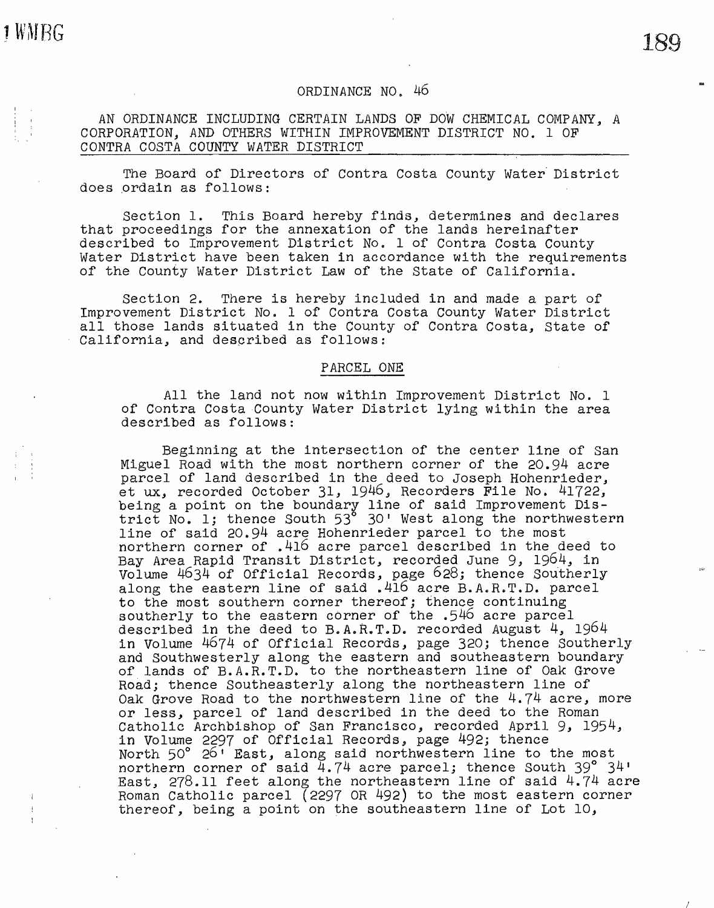## ORDINANCE NO. 46

AN ORDINANCE INCLUDING CERTAIN LANDS OF DOW CHEMICAL COMPANY, A CORPORATION, AND OTHERS WITHIN IMPROVEMENT DISTRICT NO. 1 OF CONTRA COSTA COUNTY WATER DISTRICT

The Board of Directors of Contra Costa County Water District does ordain as follows:

Section 1. This Board hereby finds, determines and declares that proceedings for the annexation of the lands hereinafter described to Improvement District No. 1 of Contra Costa County Water District have been taken in accordance with the requirements of the County Water District Law of the State of California.

Section 2. There is hereby included in and made a part of Improvement District No. 1 of Contra Costa County Water District all those lands situated in the County of Contra Costa, State of California, and described as follows:

### PARCEL ONE

All the land not now within Improvement District No. 1 of Contra Costa County Water District lying within the area described as follows:

Beginning at the intersection of the center line of San Miguel Road with the most northern corner of the 20.94 acre parcel of land described in the deed to Joseph Hohenrieder, et ux, recorded October 31, 1946, Recorders File No. 41722, being a point on the boundary line of said Improvement District No. 1; thence South 53° 30' West along the northwestern line of said 20.94 acre Hohenrieder parcel to the most northern corner of .416 acre parcel described in the deed to Bay Area Rapid Transit District, recorded June 9, 1964, in Volume 4634 of Official Records, page 628; thence Southerly along the eastern line of said .416 acre B.A.R.T.D. parcel to the most southern corner thereof; thence continuing southerly to the eastern corner of the .546 acre parcel described in the deed to B.A.R.T.D. recorded August 4, 1964 in Volume 4674 of Official Records, page 320; thence Southerly and Southwesterly along the eastern and southeastern boundary of lands of B.A.R.T.D. to the northeastern line of Oak Grove Road; thence Southeasterly along the northeastern line of Oak Grove Road to the northwestern line of the 4.74 acre, more or less, parcel of land described in the deed to the Roman Catholic Archbishop of San Francisco, recorded April 9, 1954, in Volume 2297 of Official Records, page 492; thence North 50° 26' East, along said northwestern line to the most northern corner of said 4.74 acre parcel; thence South 39° 34' East, 278.11 feet along the northeastern line of said 4.74 acre Roman Catholic parcel (2297 OR 492) to the most eastern corner thereof, being a point on the southeastern line of Lot 10,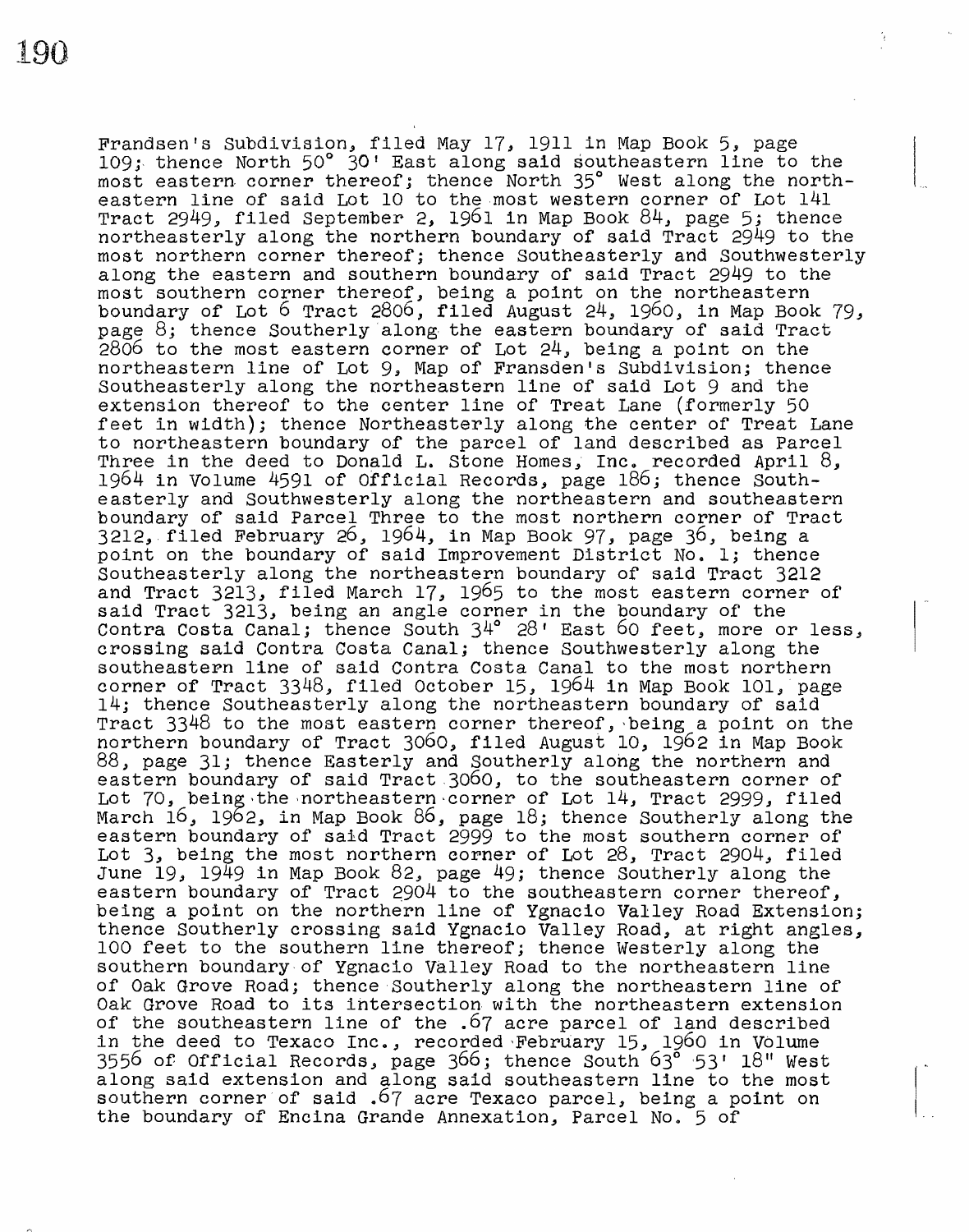Frandsen's Subdivision, filed May 17, 1911 in Map Book 5, page 109; thence North 50° 30' East along said southeastern line to the most eastern corner thereof; thence North 35° West along the northeastern line of said Lot 10 to the most western corner of Lot 141 Tract 2949, filed September 2, 1961 in Map Book 84, page 5; thence northeasterly along the northern boundary of said Tract 2949 to the most northern corner thereof; thence Southeasterly and Southwesterly along the eastern and southern boundary of said Tract 2949 to the most southern corner thereof, being a point on the northeastern boundary of Lot 6 Tract 2806, filed August 24, 1960, in Map Book 79, page 8; thence Southerly along the eastern boundary of said Tract 2806 to the most eastern corner of Lot 24, being a point on the northeastern line of Lot 9, Map of Fransden's Subdivision; thence Southeasterly along the northeastern line of said Lot 9 and the extension thereof to the center line of Treat Lane (formerly 50 feet in width); thence Northeasterly along the center of Treat Lane to northeastern boundary of the parcel of land described as Parcel Three in the deed to Donald L. Stone Homes, Inc. recorded April 8, 1964 in Volume 4591 of Official Records, page 186; thence Southeasterly and Southwesterly along the northeastern and southeastern boundary of said Parcel Three to the most northern corner of Tract 3212, filed February 26, 1964, in Map Book 97, page 36, being a point on the boundary of said Improvement District No. 1; thence Southeasterly along the northeastern boundary of said Tract 3212 and Tract 3213, filed March 17, 1965 to the most eastern corner of said Tract 3213, being an angle corner in the boundary of the Contra Costa Canal; thence South 34° 28' East 60 feet, more or less, crossing said Contra Costa Canal; thence Southwesterly along the southeastern line of said Contra Costa Canal to the most northern corner of Tract 3348, filed October 15, 1964 in Map Book 101, page 14; thence Southeasterly along the northeastern boundary of said Tract 3348 to the most eastern corner thereof, being a point on the northern boundary of Tract 3060, filed August 10, 1962 in Map Book 88, page 31; thence Easterly and Southerly along the northern and eastern boundary of said Tract 3060, to the southeastern corner of Lot 70, being the northeastern corner of Lot 14, Tract 2999, filed March 16, 1962, in Map Book 86, page 18; thence Southerly along the eastern boundary of said Tract 2999 to the most southern corner of Lot 3, being the most northern corner of Lot 28, Tract 2904, filed June 19, 1949 in Map Book 82, page 49; thence Southerly along the eastern boundary of Tract 2904 to the southeastern corner thereof, being a point on the northern line of Ygnacio Valley Road Extension; thence Southerly crossing said Ygnacio Valley Road, at right angles, 100 feet to the southern line thereof; thence Westerly along the southern boundary of Ygnacio Valley Road to the northeastern line of Oak Grove Road; thence Southerly along the northeastern line of Oak Grove Road to its intersection with the northeastern extension of the southeastern line of the .67 acre parcel of land described in the deed to Texaco Inc., recorded February 15, 1960 in Volume 3556 of Official Records, page 366; thence South 63° 53' 18" West along said extension and along said southeastern line to the most southern corner of said .67 acre Texaco parcel, being a point on the boundary of Encina Grande Annexation, Parcel No. 5 of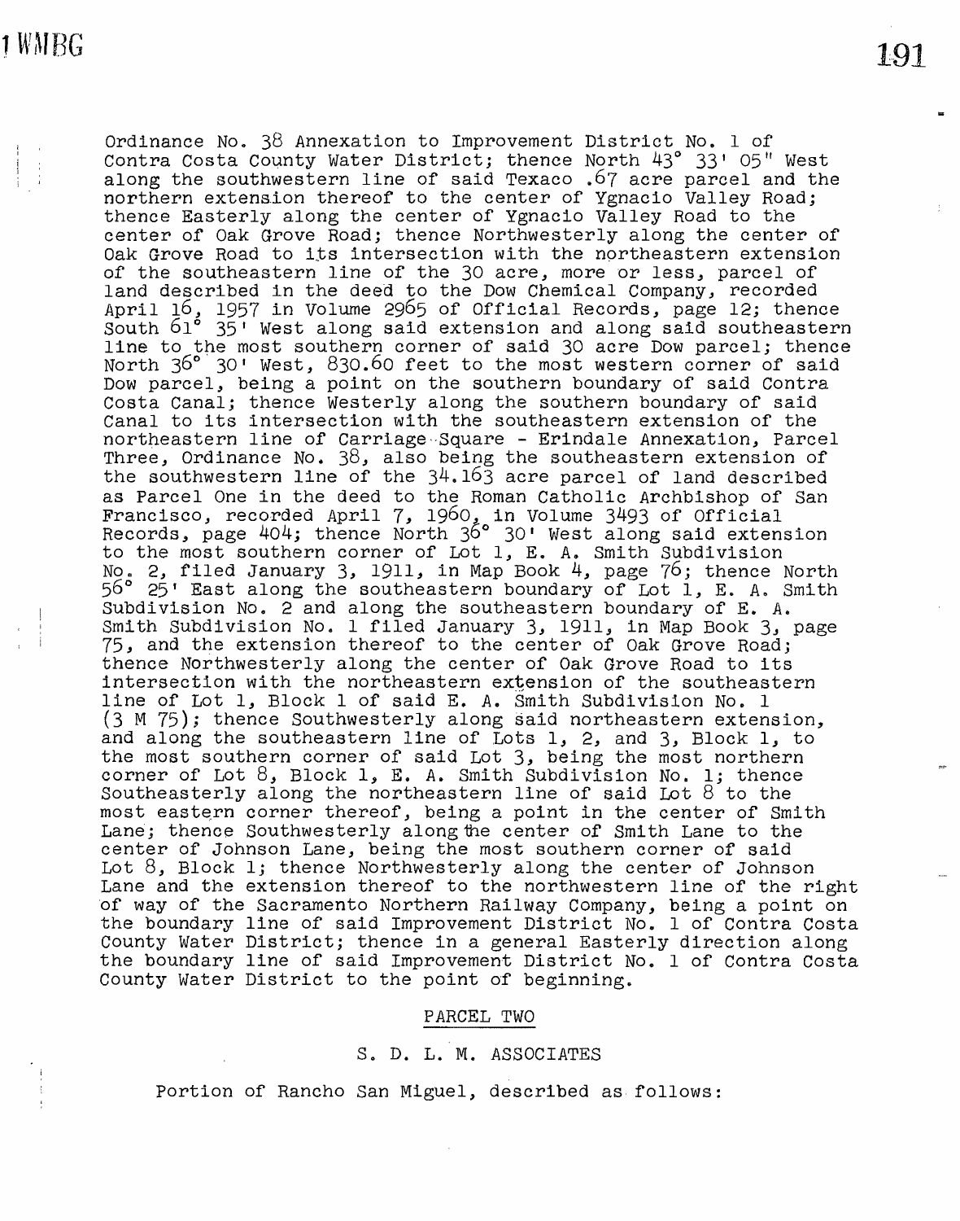Ordinance No. 38 Annexation to Improvement District No. 1 of Contra Costa County Water District; thence North 43° 33' 05" West along the southwestern line of said Texaco .67 acre parcel and the northern extension thereof to the center of Ygnacio Valley Road; thence Easterly along the center of Ygnacio Valley Road to the center of Oak Grove Road; thence Northwesterly along the center of Oak Grove Road to its intersection with the northeastern extension of the southeastern line of the 30 acre, more or less, parcel of land described in the deed to the Dow Chemical Company, recorded April 16, 1957 in Volume 2965 of Official Records, page 12; thence South 61° 35' West along said extension and along said southeastern line to the most southern corner of said 30 acre Dow parcel; thence North 36° 30' West, 830.60 feet to the most western corner of said Dow parcel, being a point on the southern boundary of said Contra Costa Canal; thence Westerly along the southern boundary of said Canal to its intersection with the southeastern extension of the northeastern line of Carriage Square - Erindale Annexation, Parcel Three, Ordinance No. 38, also being the southeastern extension of the southwestern line of the 34.163 acre parcel of land described as Parcel One in the deed to the Roman Catholic Archbishop of San Francisco, recorded April 7, 1960, in Volume 3493 of Official Records, page 404; thence North 36° 30' West along said extension to the most southern corner of Lot 1, E. A. Smith Subdivision No. 2, filed January 3, 1911, in Map Book 4, page 76; thence North 56° 25' East along the southeastern boundary of Lot 1, E. A. Smith Subdivision No. 2 and along the southeastern boundary of E. A. Smith Subdivision No. 1 filed January 3, 1911, in Map Book 3, page 75, and the extension thereof to the center of Oak Grove Road; thence Northwesterly along the center of Oak Grove Road to its intersection with the northeastern extension of the southeastern line of Lot 1, Block 1 of said E. A. Smith Subdivision No. 1 (3 M 75); thence Southwesterly along said northeastern extension, and along the southeastern line of Lots 1, 2, and 3, Block 1, to the most southern corner of said Lot 3, being the most northern corner of Lot 8, Block 1, E. A. Smith Subdivision No. 1; thence Southeasterly along the northeastern line of said Lot 8 to the most eastern corner thereof, being a point in the center of Smith Lane; thence Southwesterly along the center of Smith Lane to the center of Johnson Lane, being the most southern corner of said Lot 8, Block 1; thence Northwesterly along the center of Johnson Lane and the extension thereof to the northwestern line of the right of way of the Sacramento Northern Railway Company, being a point on the boundary line of said Improvement District No. 1 of Contra Costa County Water District; thence in a general Easterly direction along the boundary line of said Improvement District No. 1 of Contra Costa County Water District to the point of beginning.

PARCEL TWO

S. D. L. M. ASSOCIATES

Portion of Rancho San Miguel, described as follows: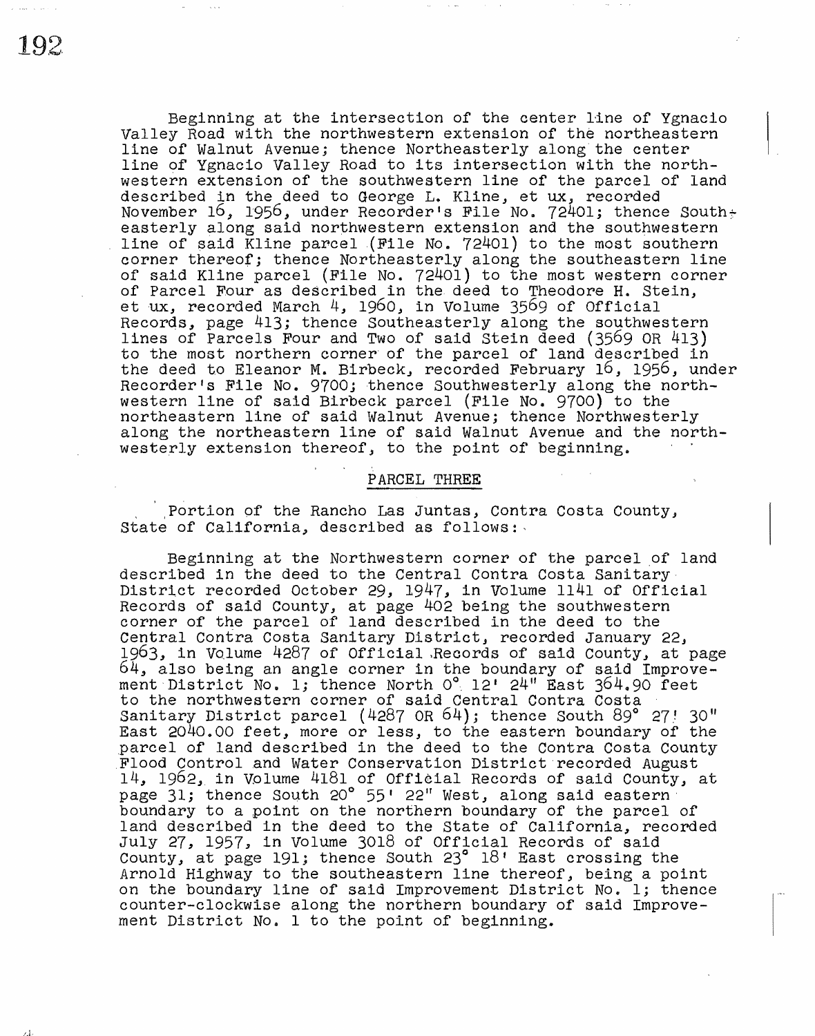Beginning at the intersection of the center line of Ygnacio Valley Road with the northwestern extension of the northeastern line of Walnut Avenue; thence Northeasterly along the center line of Ygnacio Valley Road to its intersection with the northwestern extension of the southwestern line of the parcel of land described in the deed to George L. Kline, et ux, recorded November 16, 1956, under Recorder's File No. 72401; thence Southeasterly along said northwestern extension and the southwestern line of said Kline parcel (File No. 72401) to the most southern corner thereof; thence Northeasterly along the southeastern line of said Kline parcel (File No. 72401) to the most western corner of Parcel Four as described in the deed to Theodore H. Stein, et ux, recorded March 4, 1960, in Volume 3569 of Official Records, page 413; thence Southeasterly along the southwestern lines of Parcels Four and Two of said Stein deed (3569 OR 413) to the most northern corner of the parcel of land described in the deed to Eleanor M. Birbeck, recorded February 16, 1956, under Recorder's File No. 9700; thence Southwesterly along the northwestern line of said Birbeck parcel (File No. 9700) to the northeastern line of said Walnut Avenue; thence Northwesterly along the northeastern line of said Walnut Avenue and the northwesterly extension thereof, to the point of beginning.

## PARCEL THREE

Portion of the Rancho Las Juntas, Contra Costa County, State of California, described as follows:

Beginning at the Northwestern corner of the parcel of land described in the deed to the Central Contra Costa Sanitary District recorded October 29, 1947, in Volume 1141 of Official Records of said County, at page 402 being the southwestern corner of the parcel of land described in the deed to the Central Contra Costa Sanitary District, recorded January 22, 1963, in Volume 4287 of Official Records of said County, at page 64, also being an angle corner in the boundary of said Improvement District No. 1; thence North 0° 12' 24" East 364.90 feet to the northwestern corner of said Central Contra Costa Sanitary District parcel (4287 OR 64); thence South 89° 27' 30" East 2040.00 feet, more or less, to the eastern boundary of the parcel of land described in the deed to the Contra Costa County Flood Control and Water Conservation District recorded August 14, 1962, in Volume 4181 of Official Records of said County, at page 31; thence South 20° 55' 22" West, along said eastern boundary to a point on the northern boundary of the parcel of land described in the deed to the State of California, recorded July 27, 1957, in Volume 3018 of Official Records of said County, at page 191; thence South 23° 18' East crossing the Arnold Highway to the southeastern line thereof, being a point on the boundary line of said Improvement District No. 1; thence counter-clockwise along the northern boundary of said Improvement District No. 1 to the point of beginning.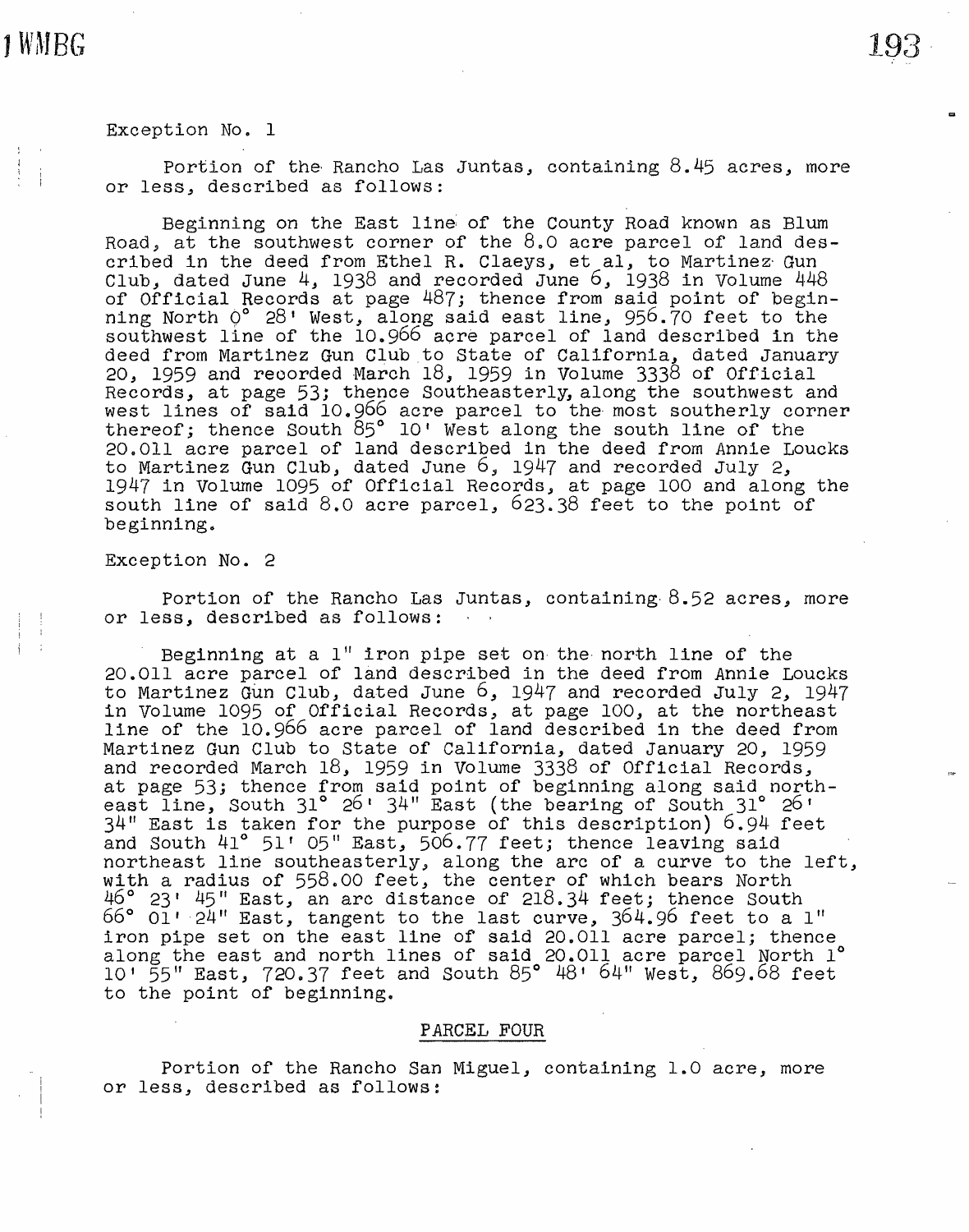Exception No. 1

Portion of the Rancho Las Juntas, containing 8.45 acres, more or less, described as follows:

Beginning on the East line of the County Road known as Blum Road, at the southwest corner of the 8.0 acre parcel of land described in the deed from Ethel R. Claeys, et al, to Martinez Gun Club, dated June 4, 1938 and recorded June 6, 1938 in Volume 448 of Official Records at page 487; thence from said point of beginning North 0° 28' West, along said east line, 956.70 feet to the southwest line of the 10.966 acre parcel of land described in the deed from Martinez Gun Club to State of California, dated January 20, 1959 and recorded March 18, 1959 in Volume 3338 of Official Records, at page 53; thence Southeasterly, along the southwest and west lines of said 10.966 acre parcel to the most southerly corner thereof; thence South 85° 10' West along the south line of the 20.011 acre parcel of land described in the deed from Annie Loucks to Martinez Gun Club, dated June 6, 1947 and recorded July 2, 1947 in Volume 1095 of Official Records, at page 100 and along the south line of said 8.0 acre parcel, 623.38 feet to the point of beginning.

Exception No. 2

Portion of the Rancho Las Juntas, containing 8.52 acres, more or less, described as follows:

Beginning at a 1" iron pipe set on the north line of the 20.011 acre parcel of land described in the deed from Annie Loucks to Martinez Gun Club, dated June 6, 1947 and recorded July 2, 1947 in Volume 1095 of Official Records, at page 100, at the northeast line of the 10.966 acre parcel of land described in the deed from Martinez Gun Club to State of California, dated January 20, 1959 and recorded March 18, 1959 in Volume 3338 of Official Records, at page 53; thence from said point of beginning along said northeast line, South 31° 26' 34" East (the bearing of South 31° 26' 34" East is taken for the purpose of this description) 6.94 feet and South 41° 51' 05" East, 506.77 feet; thence leaving said northeast line southeasterly, along the arc of a curve to the left, with a radius of 558.00 feet, the center of which bears North 46° 23' 45" East, an arc distance of 218.34 feet; thence South 66° 01' 24" East, tangent to the last curve, 364.96 feet to a 1" iron pipe set on the east line of said 20.011 acre parcel; thence along the east and north lines of said 20.011 acre parcel North 1° 10' 55" East, 720.37 feet and South 85° 48' 64" West, 869.68 feet to the point of beginning.

PARCEL FOUR

Portion of the Rancho San Miguel, containing 1.0 acre, more or less, described as follows: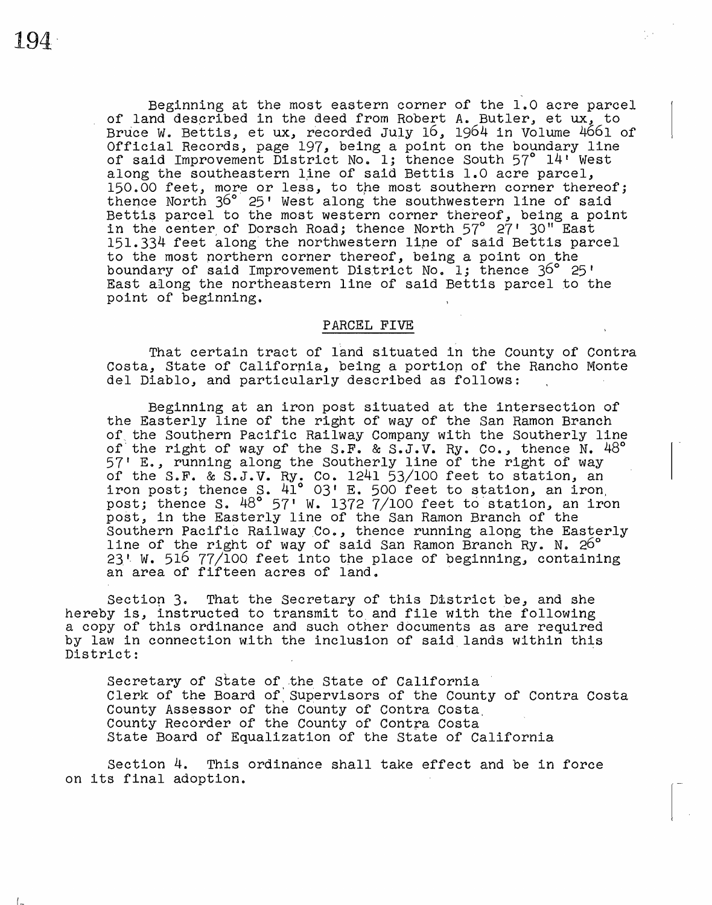Beginning at the most eastern corner of the 1.0 acre parcel of land described in the deed from Robert A. Butler, et ux, to Bruce W. Bettis, et ux, recorded July 16, 1964 in Volume 4661 of Official Records, page 197, being a point on the boundary line of said Improvement District No. 1; thence South 57° 14' West along the southeastern line of said Bettis 1.0 acre parcel, 150.00 feet, more or less, to the most southern corner thereof; thence North 36° 25' West along the southwestern line of said Bettis parcel to the most western corner thereof, being a point in the center of Dorsch Road; thence North 57° 27' 30" East 151.334 feet along the northwestern line of said Bettis parcel to the most northern corner thereof, being a point on the boundary of said Improvement District No. 1; thence 36° 25' East along the northeastern line of said Bettis parcel to the point of beginning.

## PARCEL FIVE

That certain tract of land situated in the County of Contra Costa, State of California, being a portion of the Rancho Monte del Diablo, and particularly described as follows:

Beginning at an iron post situated at the intersection of the Easterly line of the right of way of the San Ramon Branch of the Southern Pacific Railway Company with the Southerly line of the right of way of the S.F. & S.J.V. Ry. Co., thence N. 48° 57' E., running along the Southerly line of the right of way of the S.F. & S.J.V. Ry. Co. 1241 53/100 feet to station, an iron post; thence S. 41° 03' E. 500 feet to station, an iron post; thence S. 48° 57' W. 1372 7/100 feet to station, an iron post, in the Easterly line of the San Ramon Branch of the Southern Pacific Railway Co., thence running along the Easterly line of the right of way of said San Ramon Branch Ry. N. 26° 23' W. 516 77/100 feet into the place of beginning, containing an area of fifteen acres of land.

Section 3. That the Secretary of this District be, and she hereby is, instructed to transmit to and file with the following a copy of this ordinance and such other documents as are required by law in connection with the inclusion of said lands within this District:

Secretary of State of the State of California
Clerk of the Board of Supervisors of the County of Contra Costa
County Assessor of the County of Contra Costa
County Recorder of the County of Contra Costa
State Board of Equalization of the State of California

Section 4. This ordinance shall take effect and be in force on its final adoption.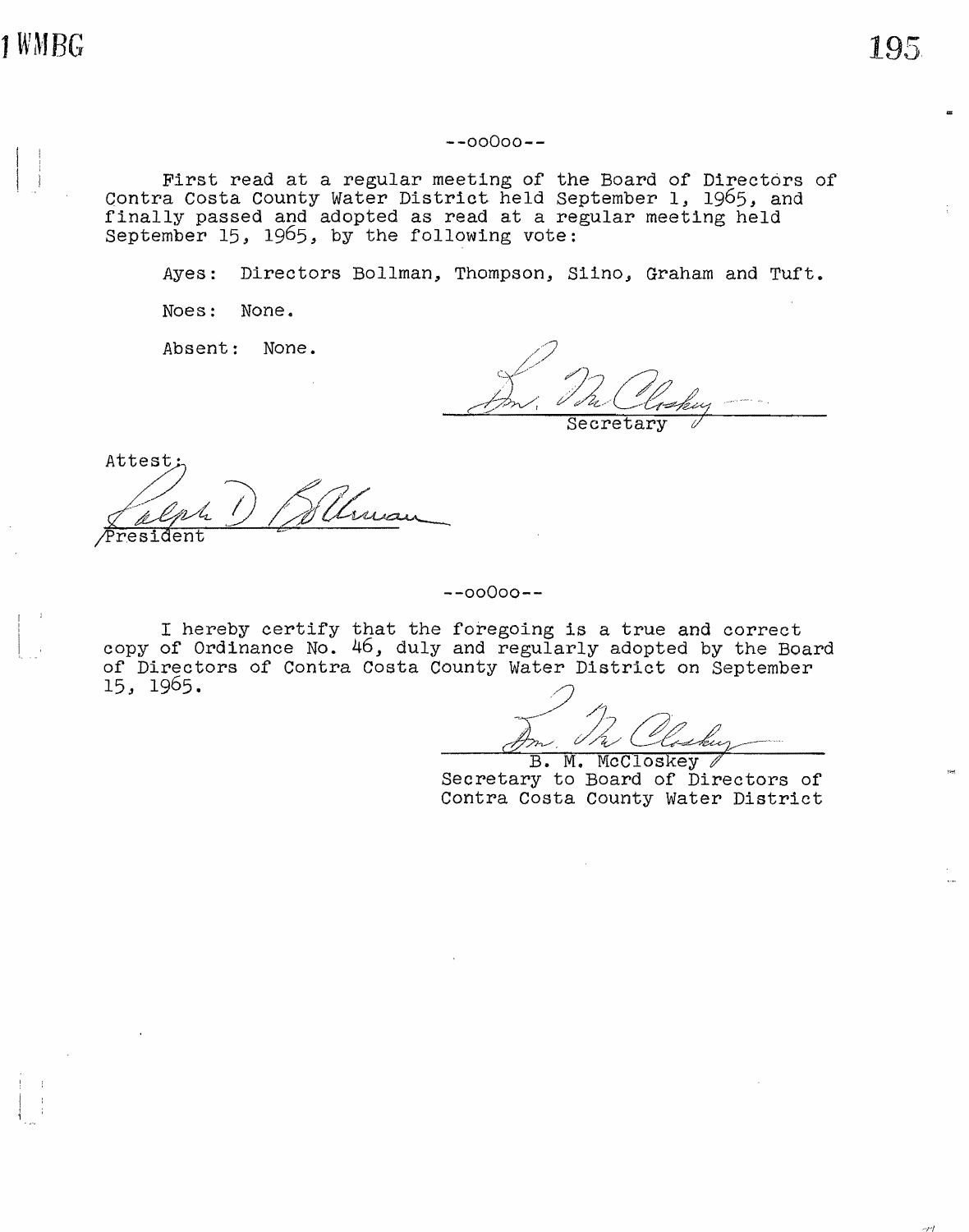--ooOoo--

First read at a regular meeting of the Board of Directors of Contra Costa County Water District held September 1, 1965, and finally passed and adopted as read at a regular meeting held September 15, 1965, by the following vote:

Ayes: Directors Bollman, Thompson, Siino, Graham and Tuft.

Noes: None.

Absent: None.

B. M. McCloskey
Secretary

Attest:

Ralph D. Bollman
President

--ooOoo--

I hereby certify that the foregoing is a true and correct copy of Ordinance No. 46, duly and regularly adopted by the Board of Directors of Contra Costa County Water District on September 15, 1965.

B. M. McCloskey
Secretary to Board of Directors of
Contra Costa County Water District